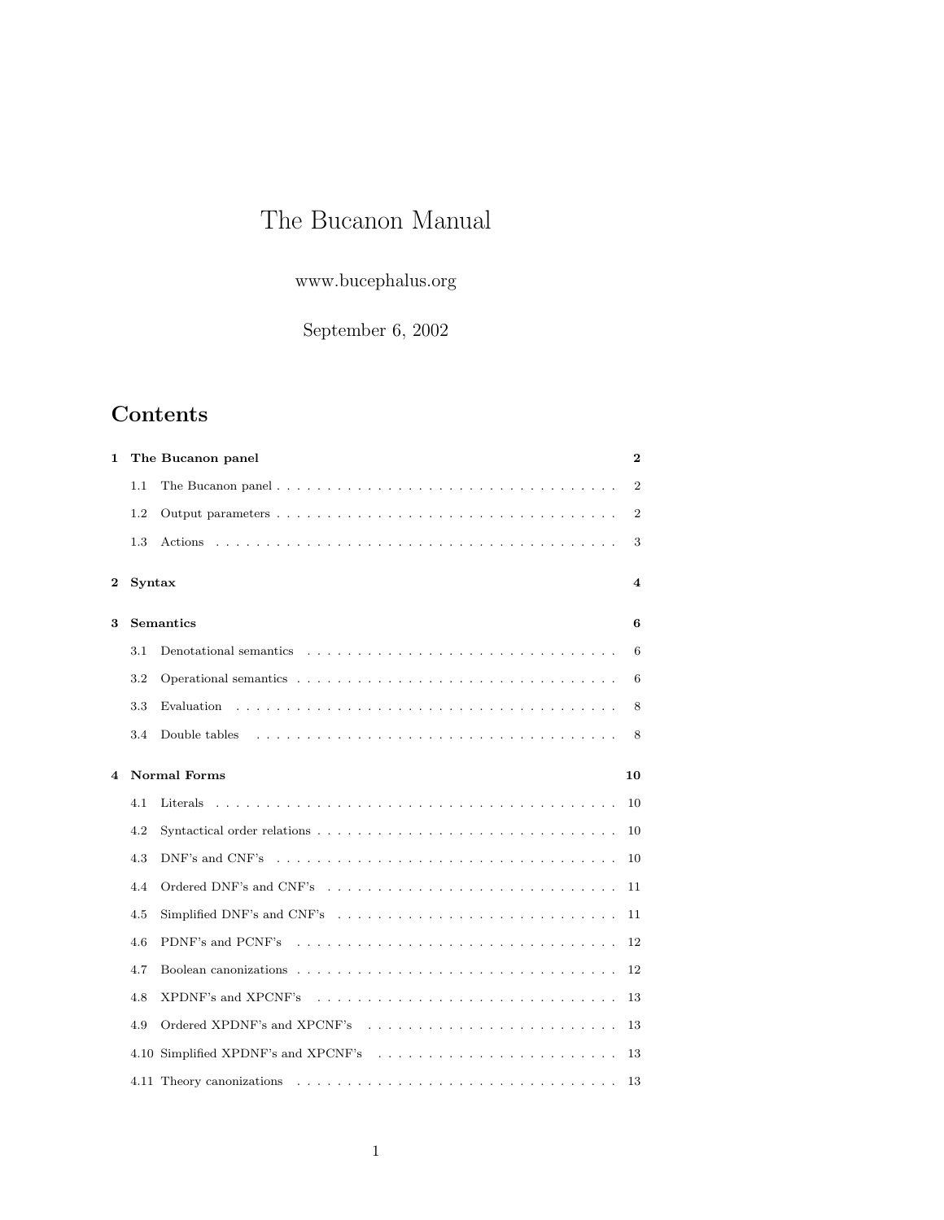# The Bucanon Manual

www.bucephalus.org

September 6, 2002

## Contents

**1 The Bucanon panel** — **2**

- 1.1 The Bucanon panel — 2
- 1.2 Output parameters — 2
- 1.3 Actions — 3

**2 Syntax** — **4**

**3 Semantics** — **6**

- 3.1 Denotational semantics — 6
- 3.2 Operational semantics — 6
- 3.3 Evaluation — 8
- 3.4 Double tables — 8

**4 Normal Forms** — **10**

- 4.1 Literals — 10
- 4.2 Syntactical order relations — 10
- 4.3 DNF's and CNF's — 10
- 4.4 Ordered DNF's and CNF's — 11
- 4.5 Simplified DNF's and CNF's — 11
- 4.6 PDNF's and PCNF's — 12
- 4.7 Boolean canonizations — 12
- 4.8 XPDNF's and XPCNF's — 13
- 4.9 Ordered XPDNF's and XPCNF's — 13
- 4.10 Simplified XPDNF's and XPCNF's — 13
- 4.11 Theory canonizations — 13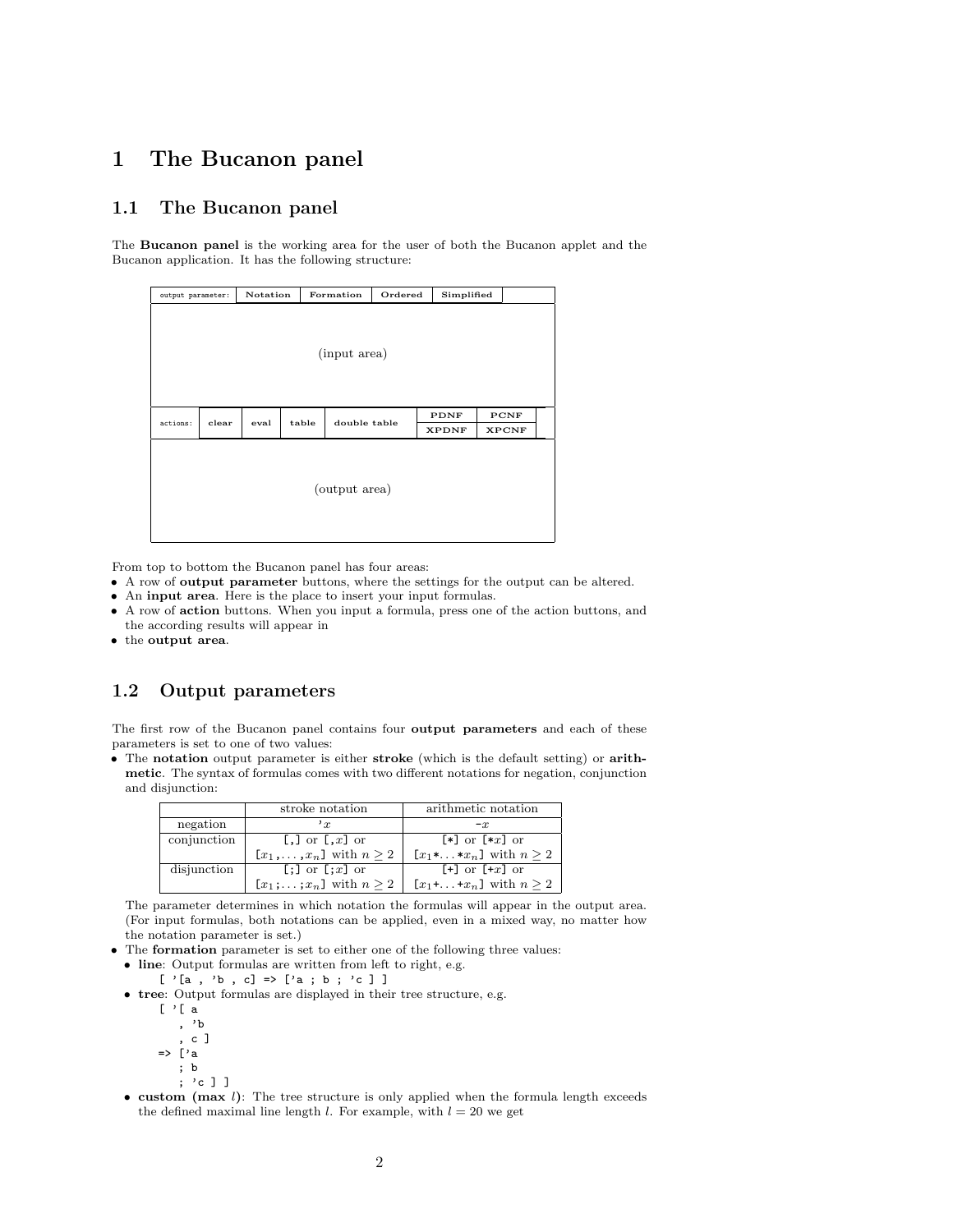# 1 The Bucanon panel

## 1.1 The Bucanon panel

The **Bucanon panel** is the working area for the user of both the Bucanon applet and the Bucanon application. It has the following structure:

| output parameter: | Notation | Formation | Ordered | Simplified |
|---|---|---|---|---|

(input area)

| actions: | clear | eval | table | double table | PDNF / XPDNF | PCNF / XPCNF |
|---|---|---|---|---|---|---|

(output area)

From top to bottom the Bucanon panel has four areas:

- A row of **output parameter** buttons, where the settings for the output can be altered.
- An **input area**. Here is the place to insert your input formulas.
- A row of **action** buttons. When you input a formula, press one of the action buttons, and the according results will appear in
- the **output area**.

## 1.2 Output parameters

The first row of the Bucanon panel contains four **output parameters** and each of these parameters is set to one of two values:

- The **notation** output parameter is either **stroke** (which is the default setting) or **arithmetic**. The syntax of formulas comes with two different notations for negation, conjunction and disjunction:

| | stroke notation | arithmetic notation |
|---|---|---|
| negation | `'`$x$ | `-`$x$ |
| conjunction | `[,]` or `[,`$x$`]` or `[`$x_1$`,`...`,`$x_n$`]` with $n \geq 2$ | `[*]` or `[*`$x$`]` or `[`$x_1$`*`...`*`$x_n$`]` with $n \geq 2$ |
| disjunction | `[;]` or `[;`$x$`]` or `[`$x_1$`;`...`;`$x_n$`]` with $n \geq 2$ | `[+]` or `[+`$x$`]` or `[`$x_1$`+`...`+`$x_n$`]` with $n \geq 2$ |

  The parameter determines in which notation the formulas will appear in the output area. (For input formulas, both notations can be applied, even in a mixed way, no matter how the notation parameter is set.)

- The **formation** parameter is set to either one of the following three values:
  - **line**: Output formulas are written from left to right, e.g.

    ```
    [ '[a , 'b , c] => ['a ; b ; 'c ] ]
    ```

  - **tree**: Output formulas are displayed in their tree structure, e.g.

    ```
    [ '[ a
        , 'b
        , c ]
    => ['a
        ; b
        ; 'c ] ]
    ```

  - **custom (max $l$)**: The tree structure is only applied when the formula length exceeds the defined maximal line length $l$. For example, with $l = 20$ we get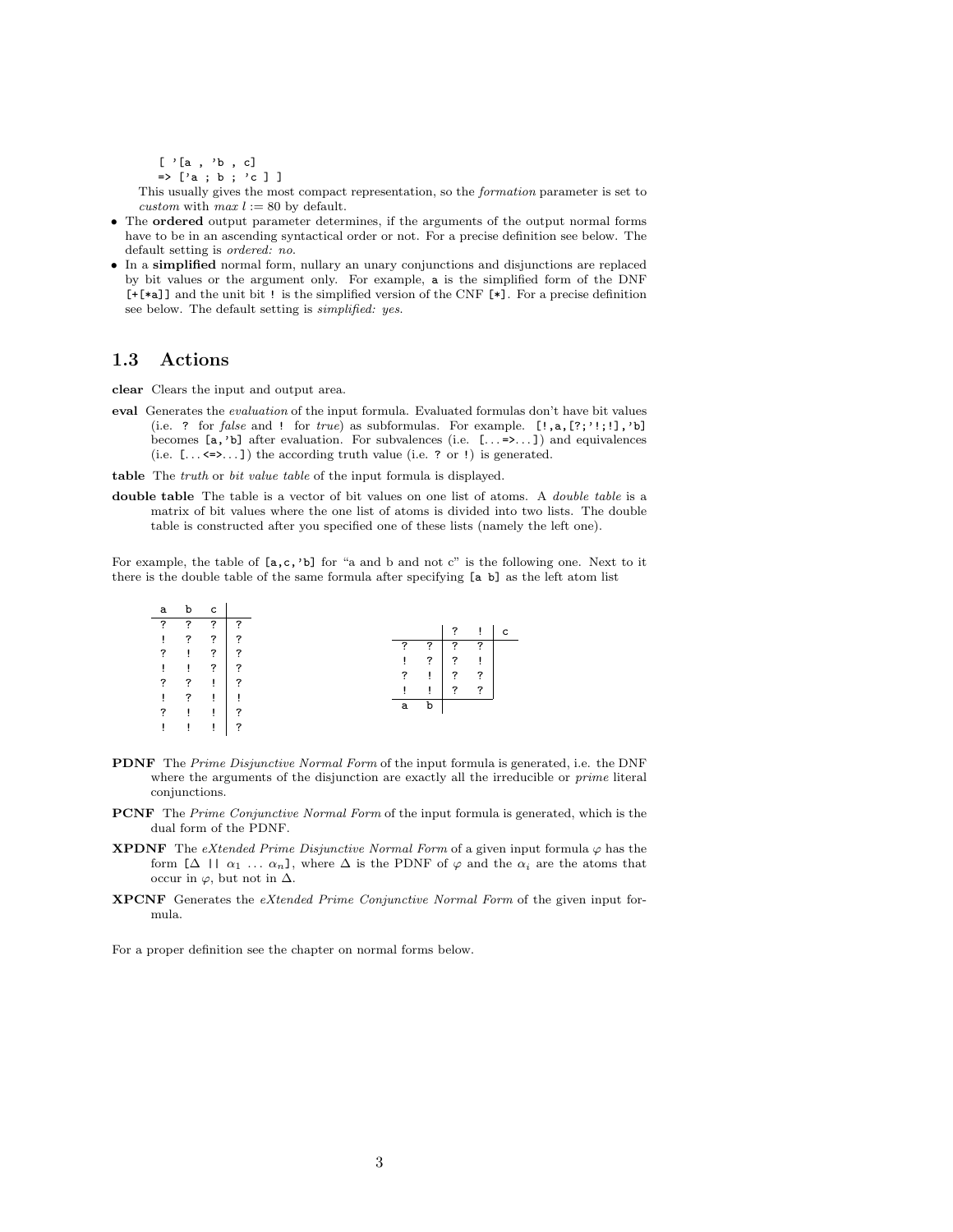```
[ '[a , 'b , c]
=> ['a ; b ; 'c ] ]
```

This usually gives the most compact representation, so the *formation* parameter is set to *custom* with *max* $l := 80$ by default.

- The **ordered** output parameter determines, if the arguments of the output normal forms have to be in an ascending syntactical order or not. For a precise definition see below. The default setting is *ordered: no.*
- In a **simplified** normal form, nullary an unary conjunctions and disjunctions are replaced by bit values or the argument only. For example, `a` is the simplified form of the DNF `[+[*a]]` and the unit bit `!` is the simplified version of the CNF `[*]`. For a precise definition see below. The default setting is *simplified: yes.*

## 1.3 Actions

**clear** Clears the input and output area.

**eval** Generates the *evaluation* of the input formula. Evaluated formulas don't have bit values (i.e. `?` for *false* and `!` for *true*) as subformulas. For example. `[!,a,[?;'!;!],'b]` becomes `[a,'b]` after evaluation. For subvalences (i.e. `[...=>...]`) and equivalences (i.e. `[...<=>...]`) the according truth value (i.e. `?` or `!`) is generated.

**table** The *truth* or *bit value table* of the input formula is displayed.

**double table** The table is a vector of bit values on one list of atoms. A *double table* is a matrix of bit values where the one list of atoms is divided into two lists. The double table is constructed after you specified one of these lists (namely the left one).

For example, the table of `[a,c,'b]` for "a and b and not c" is the following one. Next to it there is the double table of the same formula after specifying `[a b]` as the left atom list

| a | b | c | |
|---|---|---|---|
| ? | ? | ? | ? |
| ! | ? | ? | ? |
| ? | ! | ? | ? |
| ! | ! | ? | ? |
| ? | ? | ! | ? |
| ! | ? | ! | ! |
| ? | ! | ! | ? |
| ! | ! | ! | ? |

| | | ? | ! | c |
|---|---|---|---|---|
| ? | ? | ? | ? | |
| ! | ? | ? | ! | |
| ? | ! | ? | ? | |
| ! | ! | ? | ? | |
| a | b | | | |

**PDNF** The *Prime Disjunctive Normal Form* of the input formula is generated, i.e. the DNF where the arguments of the disjunction are exactly all the irreducible or *prime* literal conjunctions.

**PCNF** The *Prime Conjunctive Normal Form* of the input formula is generated, which is the dual form of the PDNF.

**XPDNF** The *eXtended Prime Disjunctive Normal Form* of a given input formula $\varphi$ has the form `[`$\Delta$ `||` $\alpha_1 \ldots \alpha_n$`]`, where $\Delta$ is the PDNF of $\varphi$ and the $\alpha_i$ are the atoms that occur in $\varphi$, but not in $\Delta$.

**XPCNF** Generates the *eXtended Prime Conjunctive Normal Form* of the given input formula.

For a proper definition see the chapter on normal forms below.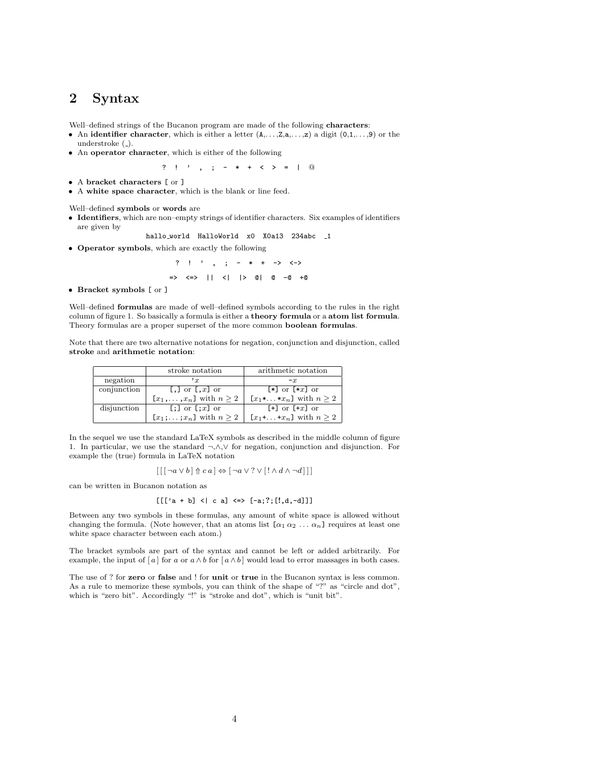## 2 Syntax

Well–defined strings of the Bucanon program are made of the following **characters**:

- An **identifier character**, which is either a letter (`A`,...,`Z`,`a`,...,`z`) a digit (`0`,`1`,...,`9`) or the understroke (`_`).
- An **operator character**, which is either of the following

```
? ! ' , ; - * + < > = | @
```

- A **bracket characters** `[` or `]`
- A **white space character**, which is the blank or line feed.

Well–defined **symbols** or **words** are

- **Identifiers**, which are non–empty strings of identifier characters. Six examples of identifiers are given by

```
hallo_world  HalloWorld  x0  X0a13  234abc  _1
```

- **Operator symbols**, which are exactly the following

```
?  !  '  ,  ;  -  *  +  ->  <->

=>  <=>  ||  <|  |>  @|  @  -@  +@
```

- **Bracket symbols** `[` or `]`

Well–defined **formulas** are made of well–defined symbols according to the rules in the right column of figure 1. So basically a formula is either a **theory formula** or a **atom list formula**. Theory formulas are a proper superset of the more common **boolean formulas**.

Note that there are two alternative notations for negation, conjunction and disjunction, called **stroke** and **arithmetic notation**:

| | stroke notation | arithmetic notation |
|---|---|---|
| negation | `'`$x$ | `-`$x$ |
| conjunction | `[,]` or `[,`$x$`]` or `[`$x_1$`,`...`,`$x_n$`]` with $n \geq 2$ | `[*]` or `[*`$x$`]` or `[`$x_1$`*`...`*`$x_n$`]` with $n \geq 2$ |
| disjunction | `[;]` or `[;`$x$`]` or `[`$x_1$`;`...`;`$x_n$`]` with $n \geq 2$ | `[+]` or `[+`$x$`]` or `[`$x_1$`+`...`+`$x_n$`]` with $n \geq 2$ |

In the sequel we use the standard LaTeX symbols as described in the middle column of figure 1. In particular, we use the standard $\neg$,$\wedge$,$\vee$ for negation, conjunction and disjunction. For example the (true) formula in LaTeX notation

$$[\,[\,[\,\neg a \vee b\,] \Uparrow c\; a\,] \Leftrightarrow [\,\neg a \vee ? \vee [\,! \wedge d \wedge \neg d\,]\,]\,]$$

can be written in Bucanon notation as

```
[[['a + b] <| c a] <=> [-a;?;[!,d,-d]]]
```

Between any two symbols in these formulas, any amount of white space is allowed without changing the formula. (Note however, that an atoms list `[`$\alpha_1\ \alpha_2\ \ldots\ \alpha_n$`]` requires at least one white space character between each atom.)

The bracket symbols are part of the syntax and cannot be left or added arbitrarily. For example, the input of $[\,a\,]$ for $a$ or $a \wedge b$ for $[\,a \wedge b\,]$ would lead to error massages in both cases.

The use of ? for **zero** or **false** and ! for **unit** or **true** in the Bucanon syntax is less common. As a rule to memorize these symbols, you can think of the shape of "?" as "circle and dot", which is "zero bit". Accordingly "!" is "stroke and dot", which is "unit bit".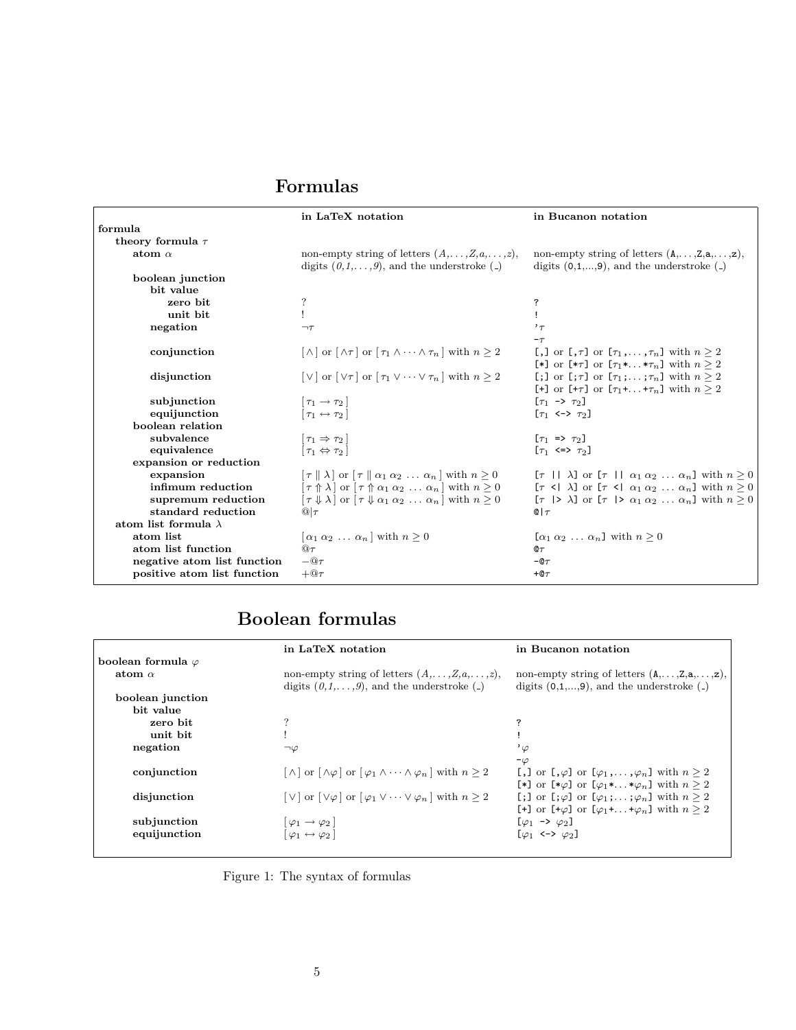## Formulas

| | in LaTeX notation | in Bucanon notation |
|---|---|---|
| **formula** | | |
| **theory formula** $\tau$ | | |
| **atom** $\alpha$ | non-empty string of letters (*A*,...,*Z*,*a*,...,*z*), digits (*0*,*1*,...,*9*), and the understroke (_) | non-empty string of letters (`A`,...,`Z`,`a`,...,`z`), digits (`0`,`1`,...,`9`), and the understroke (_) |
| **boolean junction** | | |
| **bit value** | | |
| **zero bit** | ? | `?` |
| **unit bit** | ! | `!` |
| **negation** | $\neg\tau$ | `'`$\tau$ <br> `-`$\tau$ |
| **conjunction** | $[\wedge]$ or $[\wedge\tau]$ or $[\tau_1 \wedge \cdots \wedge \tau_n]$ with $n \geq 2$ | `[,]` or `[,`$\tau$`]` or `[`$\tau_1$`,`...`,`$\tau_n$`]` with $n \geq 2$ <br> `[*]` or `[*`$\tau$`]` or `[`$\tau_1$`*`...`*`$\tau_n$`]` with $n \geq 2$ |
| **disjunction** | $[\vee]$ or $[\vee\tau]$ or $[\tau_1 \vee \cdots \vee \tau_n]$ with $n \geq 2$ | `[;]` or `[;`$\tau$`]` or `[`$\tau_1$`;`...`;`$\tau_n$`]` with $n \geq 2$ <br> `[+]` or `[+`$\tau$`]` or `[`$\tau_1$`+`...`+`$\tau_n$`]` with $n \geq 2$ |
| **subjunction** | $[\tau_1 \rightarrow \tau_2]$ | `[`$\tau_1$ `->` $\tau_2$`]` |
| **equijunction** | $[\tau_1 \leftrightarrow \tau_2]$ | `[`$\tau_1$ `<->` $\tau_2$`]` |
| **boolean relation** | | |
| **subvalence** | $[\tau_1 \Rightarrow \tau_2]$ | `[`$\tau_1$ `=>` $\tau_2$`]` |
| **equivalence** | $[\tau_1 \Leftrightarrow \tau_2]$ | `[`$\tau_1$ `<=>` $\tau_2$`]` |
| **expansion or reduction** | | |
| **expansion** | $[\tau \parallel \lambda]$ or $[\tau \parallel \alpha_1\ \alpha_2\ \ldots\ \alpha_n]$ with $n \geq 0$ | `[`$\tau$ `\|\|` $\lambda$`]` or `[`$\tau$ `\|\|` $\alpha_1\ \alpha_2\ \ldots\ \alpha_n$`]` with $n \geq 0$ |
| **infimum reduction** | $[\tau \Uparrow \lambda]$ or $[\tau \Uparrow \alpha_1\ \alpha_2\ \ldots\ \alpha_n]$ with $n \geq 0$ | `[`$\tau$ `<\|` $\lambda$`]` or `[`$\tau$ `<\|` $\alpha_1\ \alpha_2\ \ldots\ \alpha_n$`]` with $n \geq 0$ |
| **supremum reduction** | $[\tau \Downarrow \lambda]$ or $[\tau \Downarrow \alpha_1\ \alpha_2\ \ldots\ \alpha_n]$ with $n \geq 0$ | `[`$\tau$ `\|>` $\lambda$`]` or `[`$\tau$ `\|>` $\alpha_1\ \alpha_2\ \ldots\ \alpha_n$`]` with $n \geq 0$ |
| **standard reduction** | $@\vert\tau$ | `@\|`$\tau$ |
| **atom list formula** $\lambda$ | | |
| **atom list** | $[\alpha_1\ \alpha_2\ \ldots\ \alpha_n]$ with $n \geq 0$ | `[`$\alpha_1\ \alpha_2\ \ldots\ \alpha_n$`]` with $n \geq 0$ |
| **atom list function** | $@\tau$ | `@`$\tau$ |
| **negative atom list function** | $-@\tau$ | `-@`$\tau$ |
| **positive atom list function** | $+@\tau$ | `+@`$\tau$ |

## Boolean formulas

| | in LaTeX notation | in Bucanon notation |
|---|---|---|
| **boolean formula** $\varphi$ | | |
| **atom** $\alpha$ | non-empty string of letters (*A*,...,*Z*,*a*,...,*z*), digits (*0*,*1*,...,*9*), and the understroke (_) | non-empty string of letters (`A`,...,`Z`,`a`,...,`z`), digits (`0`,`1`,...,`9`), and the understroke (_) |
| **boolean junction** | | |
| **bit value** | | |
| **zero bit** | ? | `?` |
| **unit bit** | ! | `!` |
| **negation** | $\neg\varphi$ | `'`$\varphi$ <br> `-`$\varphi$ |
| **conjunction** | $[\wedge]$ or $[\wedge\varphi]$ or $[\varphi_1 \wedge \cdots \wedge \varphi_n]$ with $n \geq 2$ | `[,]` or `[,`$\varphi$`]` or `[`$\varphi_1$`,`...`,`$\varphi_n$`]` with $n \geq 2$ <br> `[*]` or `[*`$\varphi$`]` or `[`$\varphi_1$`*`...`*`$\varphi_n$`]` with $n \geq 2$ |
| **disjunction** | $[\vee]$ or $[\vee\varphi]$ or $[\varphi_1 \vee \cdots \vee \varphi_n]$ with $n \geq 2$ | `[;]` or `[;`$\varphi$`]` or `[`$\varphi_1$`;`...`;`$\varphi_n$`]` with $n \geq 2$ <br> `[+]` or `[+`$\varphi$`]` or `[`$\varphi_1$`+`...`+`$\varphi_n$`]` with $n \geq 2$ |
| **subjunction** | $[\varphi_1 \rightarrow \varphi_2]$ | `[`$\varphi_1$ `->` $\varphi_2$`]` |
| **equijunction** | $[\varphi_1 \leftrightarrow \varphi_2]$ | `[`$\varphi_1$ `<->` $\varphi_2$`]` |

Figure 1: The syntax of formulas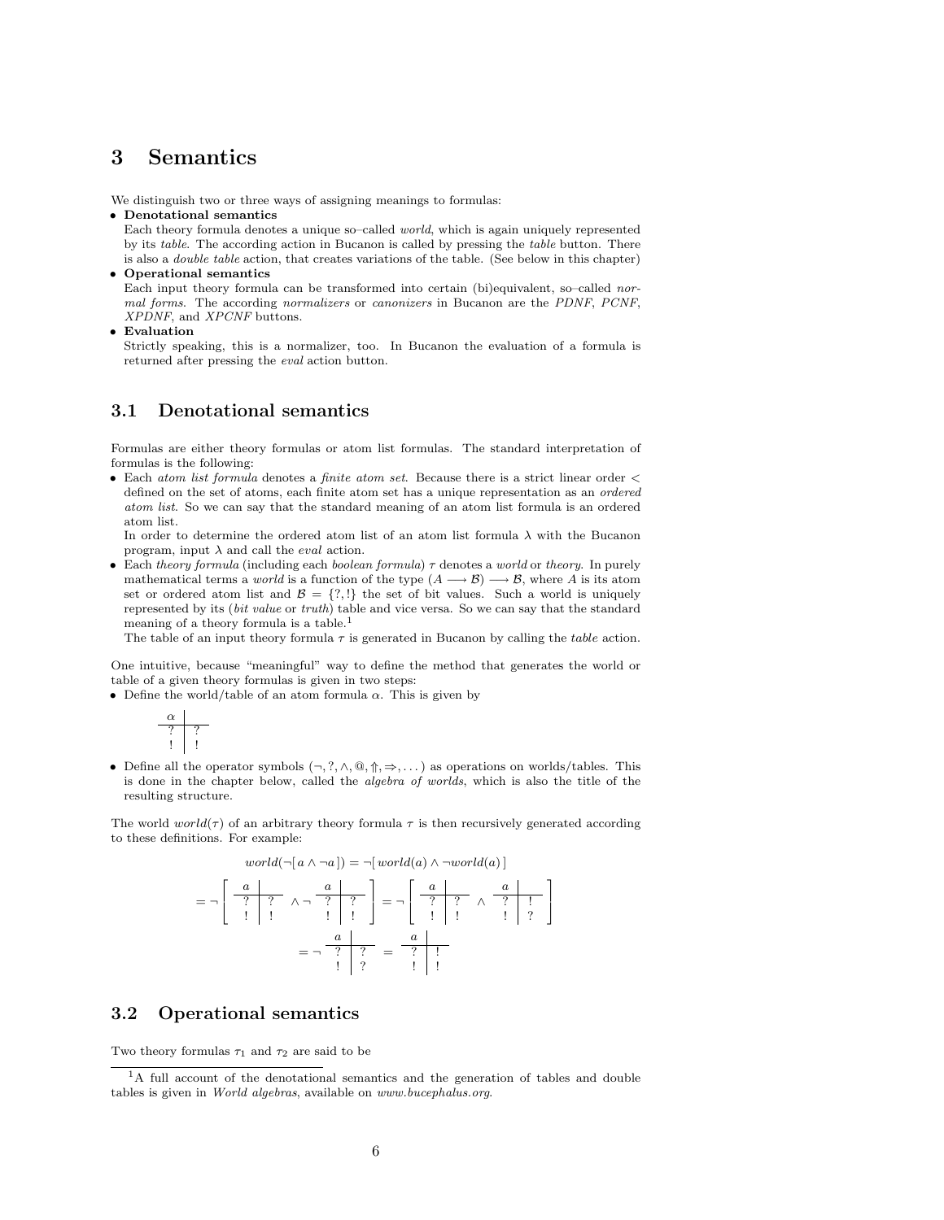# 3 Semantics

We distinguish two or three ways of assigning meanings to formulas:

- **Denotational semantics**
  Each theory formula denotes a unique so–called *world*, which is again uniquely represented by its *table*. The according action in Bucanon is called by pressing the *table* button. There is also a *double table* action, that creates variations of the table. (See below in this chapter)
- **Operational semantics**
  Each input theory formula can be transformed into certain (bi)equivalent, so–called *normal forms*. The according *normalizers* or *canonizers* in Bucanon are the *PDNF*, *PCNF*, *XPDNF*, and *XPCNF* buttons.
- **Evaluation**
  Strictly speaking, this is a normalizer, too. In Bucanon the evaluation of a formula is returned after pressing the *eval* action button.

## 3.1 Denotational semantics

Formulas are either theory formulas or atom list formulas. The standard interpretation of formulas is the following:

- Each *atom list formula* denotes a *finite atom set*. Because there is a strict linear order $<$ defined on the set of atoms, each finite atom set has a unique representation as an *ordered atom list*. So we can say that the standard meaning of an atom list formula is an ordered atom list.
  In order to determine the ordered atom list of an atom list formula $\lambda$ with the Bucanon program, input $\lambda$ and call the *eval* action.
- Each *theory formula* (including each *boolean formula*) $\tau$ denotes a *world* or *theory*. In purely mathematical terms a *world* is a function of the type $(A \longrightarrow \mathcal{B}) \longrightarrow \mathcal{B}$, where $A$ is its atom set or ordered atom list and $\mathcal{B} = \{?, !\}$ the set of bit values. Such a world is uniquely represented by its (*bit value* or *truth*) table and vice versa. So we can say that the standard meaning of a theory formula is a table.[1]
  The table of an input theory formula $\tau$ is generated in Bucanon by calling the *table* action.

One intuitive, because "meaningful" way to define the method that generates the world or table of a given theory formulas is given in two steps:

- Define the world/table of an atom formula $\alpha$. This is given by

| $\alpha$ | |
|---|---|
| ? | ? |
| ! | ! |

- Define all the operator symbols $(\neg, ?, \wedge, @, \Uparrow, \Rightarrow, \dots)$ as operations on worlds/tables. This is done in the chapter below, called the *algebra of worlds*, which is also the title of the resulting structure.

The world $world(\tau)$ of an arbitrary theory formula $\tau$ is then recursively generated according to these definitions. For example:

$$world(\neg[\, a \wedge \neg a\,]) = \neg[\, world(a) \wedge \neg world(a)\,]$$

$$= \neg \left[ \begin{array}{c|c} a & \\ \hline ? & ? \\ ! & ! \end{array} \wedge \neg \begin{array}{c|c} a & \\ \hline ? & ? \\ ! & ! \end{array} \right] = \neg \left[ \begin{array}{c|c} a & \\ \hline ? & ? \\ ! & ! \end{array} \wedge \begin{array}{c|c} a & \\ \hline ? & ! \\ ! & ? \end{array} \right]$$

$$= \neg \begin{array}{c|c} a & \\ \hline ? & ? \\ ! & ? \end{array} = \begin{array}{c|c} a & \\ \hline ? & ! \\ ! & ! \end{array}$$

## 3.2 Operational semantics

Two theory formulas $\tau_1$ and $\tau_2$ are said to be

[1] A full account of the denotational semantics and the generation of tables and double tables is given in *World algebras*, available on *www.bucephalus.org*.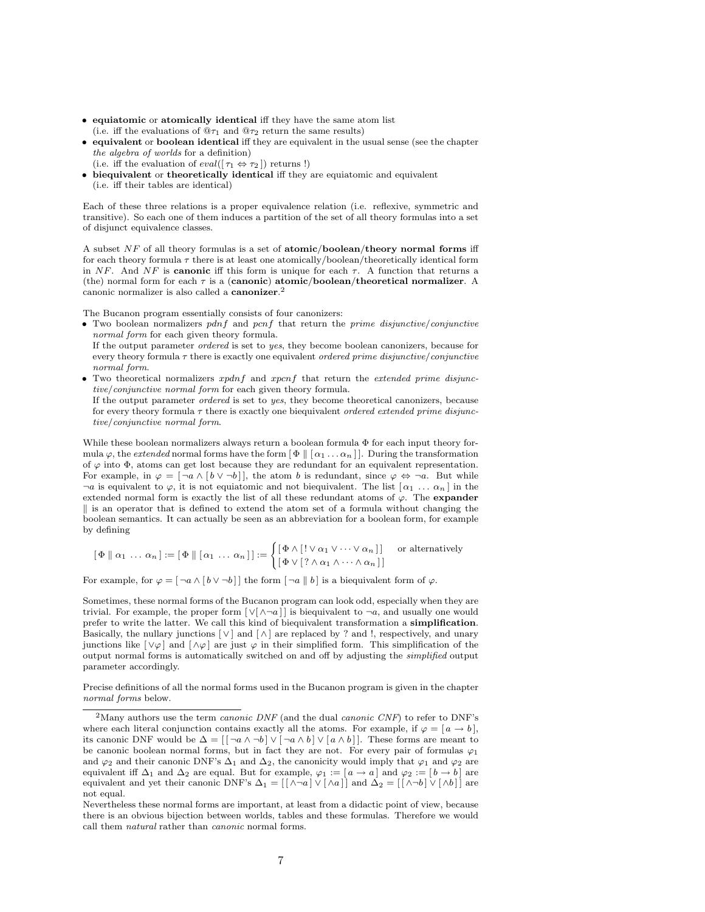- **equiatomic** or **atomically identical** iff they have the same atom list
  (i.e. iff the evaluations of $@\tau_1$ and $@\tau_2$ return the same results)
- **equivalent** or **boolean identical** iff they are equivalent in the usual sense (see the chapter *the algebra of worlds* for a definition)
  (i.e. iff the evaluation of $eval([\,\tau_1 \Leftrightarrow \tau_2\,])$ returns !)
- **biequivalent** or **theoretically identical** iff they are equiatomic and equivalent
  (i.e. iff their tables are identical)

Each of these three relations is a proper equivalence relation (i.e. reflexive, symmetric and transitive). So each one of them induces a partition of the set of all theory formulas into a set of disjunct equivalence classes.

A subset $NF$ of all theory formulas is a set of **atomic/boolean/theory normal forms** iff for each theory formula $\tau$ there is at least one atomically/boolean/theoretically identical form in $NF$. And $NF$ is **canonic** iff this form is unique for each $\tau$. A function that returns a (the) normal form for each $\tau$ is a (**canonic**) **atomic/boolean/theoretical normalizer**. A canonic normalizer is also called a **canonizer**.[2]

The Bucanon program essentially consists of four canonizers:

- Two boolean normalizers *pdnf* and *pcnf* that return the *prime disjunctive/conjunctive normal form* for each given theory formula.
  If the output parameter *ordered* is set to *yes*, they become boolean canonizers, because for every theory formula $\tau$ there is exactly one equivalent *ordered prime disjunctive/conjunctive normal form*.
- Two theoretical normalizers *xpdnf* and *xpcnf* that return the *extended prime disjunctive/conjunctive normal form* for each given theory formula.
  If the output parameter *ordered* is set to *yes*, they become theoretical canonizers, because for every theory formula $\tau$ there is exactly one biequivalent *ordered extended prime disjunctive/conjunctive normal form*.

While these boolean normalizers always return a boolean formula $\Phi$ for each input theory formula $\varphi$, the *extended* normal forms have the form $[\,\Phi \parallel [\,\alpha_1 \ldots \alpha_n\,]\,]$. During the transformation of $\varphi$ into $\Phi$, atoms can get lost because they are redundant for an equivalent representation. For example, in $\varphi = [\,\neg a \wedge [\,b \vee \neg b\,]\,]$, the atom $b$ is redundant, since $\varphi \Leftrightarrow \neg a$. But while $\neg a$ is equivalent to $\varphi$, it is not equiatomic and not biequivalent. The list $[\,\alpha_1 \ldots \alpha_n\,]$ in the extended normal form is exactly the list of all these redundant atoms of $\varphi$. The **expander** $\parallel$ is an operator that is defined to extend the atom set of a formula without changing the boolean semantics. It can actually be seen as an abbreviation for a boolean form, for example by defining

$$[\,\Phi \parallel \alpha_1 \ldots \alpha_n\,] := [\,\Phi \parallel [\,\alpha_1 \ldots \alpha_n\,]\,] := \begin{cases} [\,\Phi \wedge [\,! \vee \alpha_1 \vee \cdots \vee \alpha_n\,]\,] & \text{or alternatively} \\ [\,\Phi \vee [\,? \wedge \alpha_1 \wedge \cdots \wedge \alpha_n\,]\,] & \end{cases}$$

For example, for $\varphi = [\,\neg a \wedge [\,b \vee \neg b\,]\,]$ the form $[\,\neg a \parallel b\,]$ is a biequivalent form of $\varphi$.

Sometimes, these normal forms of the Bucanon program can look odd, especially when they are trivial. For example, the proper form $[\,\vee[\,\wedge\neg a\,]\,]$ is biequivalent to $\neg a$, and usually one would prefer to write the latter. We call this kind of biequivalent transformation a **simplification**. Basically, the nullary junctions $[\,\vee\,]$ and $[\,\wedge\,]$ are replaced by ? and !, respectively, and unary junctions like $[\,\vee\varphi\,]$ and $[\,\wedge\varphi\,]$ are just $\varphi$ in their simplified form. This simplification of the output normal forms is automatically switched on and off by adjusting the *simplified* output parameter accordingly.

Precise definitions of all the normal forms used in the Bucanon program is given in the chapter *normal forms* below.

---

[2] Many authors use the term *canonic DNF* (and the dual *canonic CNF*) to refer to DNF's where each literal conjunction contains exactly all the atoms. For example, if $\varphi = [\,a \rightarrow b\,]$, its canonic DNF would be $\Delta = [\,[\,\neg a \wedge \neg b\,] \vee [\,\neg a \wedge b\,] \vee [\,a \wedge b\,]\,]$. These forms are meant to be canonic boolean normal forms, but in fact they are not. For every pair of formulas $\varphi_1$ and $\varphi_2$ and their canonic DNF's $\Delta_1$ and $\Delta_2$, the canonicity would imply that $\varphi_1$ and $\varphi_2$ are equivalent iff $\Delta_1$ and $\Delta_2$ are equal. But for example, $\varphi_1 := [\,a \rightarrow a\,]$ and $\varphi_2 := [\,b \rightarrow b\,]$ are equivalent and yet their canonic DNF's $\Delta_1 = [\,[\,\wedge\neg a\,] \vee [\,\wedge a\,]\,]$ and $\Delta_2 = [\,[\,\wedge\neg b\,] \vee [\,\wedge b\,]\,]$ are not equal.
Nevertheless these normal forms are important, at least from a didactic point of view, because there is an obvious bijection between worlds, tables and these formulas. Therefore we would call them *natural* rather than *canonic* normal forms.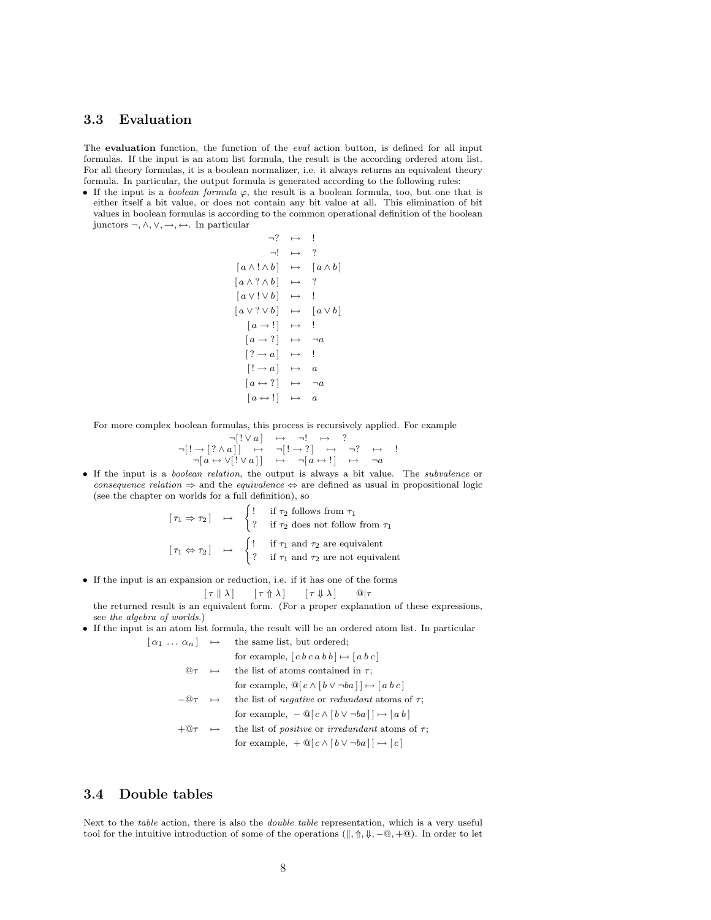### 3.3 Evaluation

The **evaluation** function, the function of the *eval* action button, is defined for all input formulas. If the input is an atom list formula, the result is the according ordered atom list. For all theory formulas, it is a boolean normalizer, i.e. it always returns an equivalent theory formula. In particular, the output formula is generated according to the following rules:

- If the input is a *boolean formula* $\varphi$, the result is a boolean formula, too, but one that is either itself a bit value, or does not contain any bit value at all. This elimination of bit values in boolean formulas is according to the common operational definition of the boolean junctors $\neg, \wedge, \vee, \rightarrow, \leftrightarrow$. In particular

$$
\begin{array}{rcl}
\neg ? & \mapsto & ! \\
\neg ! & \mapsto & ? \\
[\, a \wedge ! \wedge b \,] & \mapsto & [\, a \wedge b \,] \\
[\, a \wedge ? \wedge b \,] & \mapsto & ? \\
[\, a \vee ! \vee b \,] & \mapsto & ! \\
[\, a \vee ? \vee b \,] & \mapsto & [\, a \vee b \,] \\
[\, a \rightarrow ! \,] & \mapsto & ! \\
[\, a \rightarrow ? \,] & \mapsto & \neg a \\
[\, ? \rightarrow a \,] & \mapsto & ! \\
[\, ! \rightarrow a \,] & \mapsto & a \\
[\, a \leftrightarrow ? \,] & \mapsto & \neg a \\
[\, a \leftrightarrow ! \,] & \mapsto & a
\end{array}
$$

  For more complex boolean formulas, this process is recursively applied. For example

$$
\begin{array}{rcccccc}
\neg[\, ! \vee a \,] & \mapsto & \neg ! & \mapsto & ? & & \\
\neg[\, ! \rightarrow [\, ? \wedge a \,]\,] & \mapsto & \neg[\, ! \rightarrow ? \,] & \mapsto & \neg ? & \mapsto & ! \\
\neg[\, a \leftrightarrow \vee[\, ! \vee a \,]\,] & \mapsto & \neg[\, a \leftrightarrow ! \,] & \mapsto & \neg a & &
\end{array}
$$

- If the input is a *boolean relation*, the output is always a bit value. The *subvalence* or *consequence relation* $\Rightarrow$ and the *equivalence* $\Leftrightarrow$ are defined as usual in propositional logic (see the chapter on worlds for a full definition), so

$$
[\, \tau_1 \Rightarrow \tau_2 \,] \quad \mapsto \quad \begin{cases} ! & \text{if } \tau_2 \text{ follows from } \tau_1 \\ ? & \text{if } \tau_2 \text{ does not follow from } \tau_1 \end{cases}
$$

$$
[\, \tau_1 \Leftrightarrow \tau_2 \,] \quad \mapsto \quad \begin{cases} ! & \text{if } \tau_1 \text{ and } \tau_2 \text{ are equivalent} \\ ? & \text{if } \tau_1 \text{ and } \tau_2 \text{ are not equivalent} \end{cases}
$$

- If the input is an expansion or reduction, i.e. if it has one of the forms

$$
[\, \tau \parallel \lambda \,] \qquad [\, \tau \Uparrow \lambda \,] \qquad [\, \tau \Downarrow \lambda \,] \qquad @|\tau
$$

  the returned result is an equivalent form. (For a proper explanation of these expressions, see *the algebra of worlds*.)

- If the input is an atom list formula, the result will be an ordered atom list. In particular

$$
\begin{array}{rcl}
[\, \alpha_1 \, \ldots \, \alpha_n \,] & \mapsto & \text{the same list, but ordered;} \\
& & \text{for example, } [\, c\, b\, c\, a\, b\, b \,] \mapsto [\, a\, b\, c \,] \\
@\tau & \mapsto & \text{the list of atoms contained in } \tau; \\
& & \text{for example, } @[\, c \wedge [\, b \vee \neg b a \,]\,] \mapsto [\, a\, b\, c \,] \\
-@\tau & \mapsto & \text{the list of } \textit{negative} \text{ or } \textit{redundant} \text{ atoms of } \tau; \\
& & \text{for example, } -@[\, c \wedge [\, b \vee \neg b a \,]\,] \mapsto [\, a\, b \,] \\
+@\tau & \mapsto & \text{the list of } \textit{positive} \text{ or } \textit{irredundant} \text{ atoms of } \tau; \\
& & \text{for example, } +@[\, c \wedge [\, b \vee \neg b a \,]\,] \mapsto [\, c \,]
\end{array}
$$

### 3.4 Double tables

Next to the *table* action, there is also the *double table* representation, which is a very useful tool for the intuitive introduction of some of the operations ($\parallel, \Uparrow, \Downarrow, -@, +@$). In order to let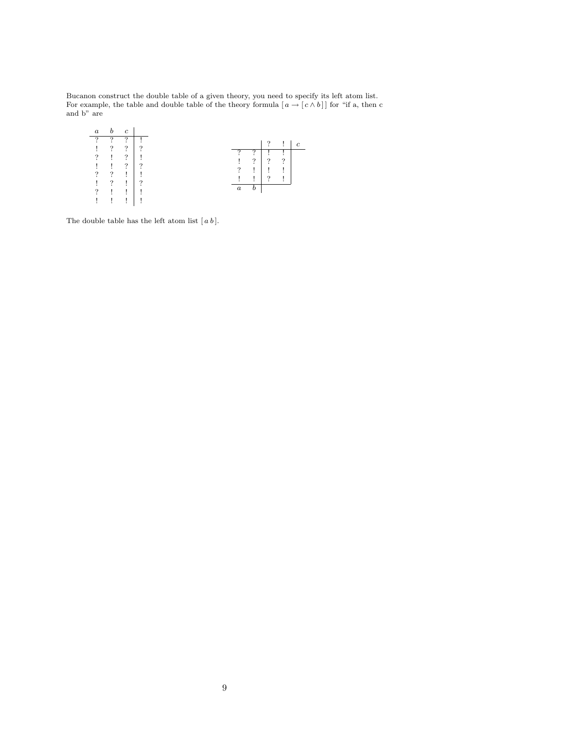Bucanon construct the double table of a given theory, you need to specify its left atom list. For example, the table and double table of the theory formula $[\, a \rightarrow [\, c \wedge b \,]\,]$ for "if a, then c and b" are

| $a$ | $b$ | $c$ | |
|---|---|---|---|
| ? | ? | ? | ! |
| ! | ? | ? | ? |
| ? | ! | ? | ! |
| ! | ! | ? | ? |
| ? | ? | ! | ! |
| ! | ? | ! | ? |
| ? | ! | ! | ! |
| ! | ! | ! | ! |

| | | ? | ! | $c$ |
|---|---|---|---|---|
| ? | ? | ! | ! | |
| ! | ? | ? | ? | |
| ? | ! | ! | ! | |
| ! | ! | ? | ! | |
| $a$ | $b$ | | | |

The double table has the left atom list $[\, a \, b \,]$.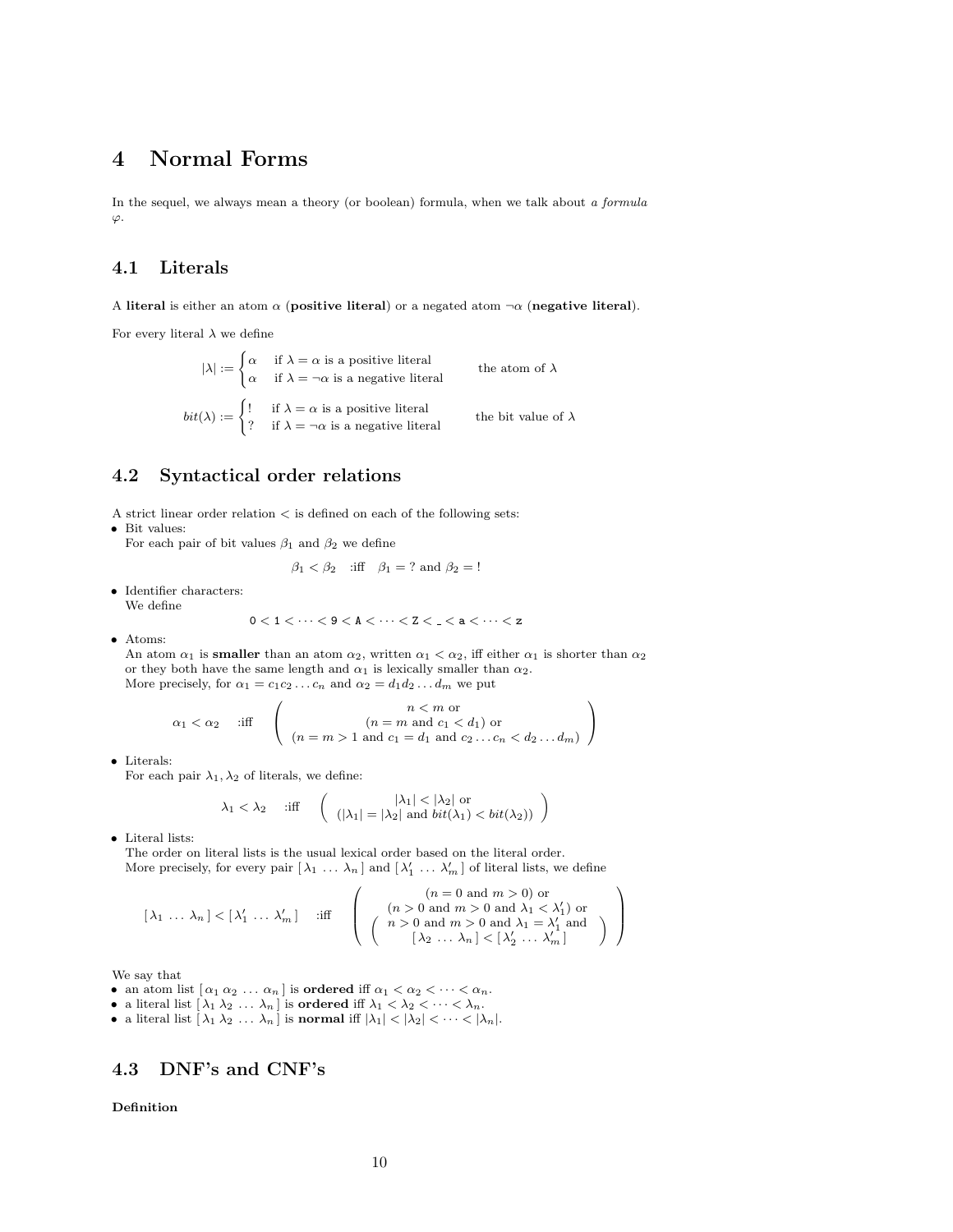# 4 Normal Forms

In the sequel, we always mean a theory (or boolean) formula, when we talk about *a formula* $\varphi$.

## 4.1 Literals

A **literal** is either an atom $\alpha$ (**positive literal**) or a negated atom $\neg\alpha$ (**negative literal**).

For every literal $\lambda$ we define

$$|\lambda| := \begin{cases} \alpha & \text{if } \lambda = \alpha \text{ is a positive literal} \\ \alpha & \text{if } \lambda = \neg\alpha \text{ is a negative literal} \end{cases} \qquad \text{the atom of } \lambda$$

$$bit(\lambda) := \begin{cases} ! & \text{if } \lambda = \alpha \text{ is a positive literal} \\ ? & \text{if } \lambda = \neg\alpha \text{ is a negative literal} \end{cases} \qquad \text{the bit value of } \lambda$$

## 4.2 Syntactical order relations

A strict linear order relation $<$ is defined on each of the following sets:

- Bit values:
  For each pair of bit values $\beta_1$ and $\beta_2$ we define

  $$\beta_1 < \beta_2 \quad \text{:iff} \quad \beta_1 = ? \text{ and } \beta_2 = !$$

- Identifier characters:
  We define

  $$\mathtt{0} < \mathtt{1} < \cdots < \mathtt{9} < \mathtt{A} < \cdots < \mathtt{Z} < \mathtt{\_} < \mathtt{a} < \cdots < \mathtt{z}$$

- Atoms:
  An atom $\alpha_1$ is **smaller** than an atom $\alpha_2$, written $\alpha_1 < \alpha_2$, iff either $\alpha_1$ is shorter than $\alpha_2$ or they both have the same length and $\alpha_1$ is lexically smaller than $\alpha_2$.
  More precisely, for $\alpha_1 = c_1 c_2 \ldots c_n$ and $\alpha_2 = d_1 d_2 \ldots d_m$ we put

  $$\alpha_1 < \alpha_2 \quad \text{:iff} \quad \left( \begin{array}{c} n < m \text{ or} \\ (n = m \text{ and } c_1 < d_1) \text{ or} \\ (n = m > 1 \text{ and } c_1 = d_1 \text{ and } c_2 \ldots c_n < d_2 \ldots d_m) \end{array} \right)$$

- Literals:
  For each pair $\lambda_1, \lambda_2$ of literals, we define:

  $$\lambda_1 < \lambda_2 \quad \text{:iff} \quad \left( \begin{array}{c} |\lambda_1| < |\lambda_2| \text{ or} \\ (|\lambda_1| = |\lambda_2| \text{ and } bit(\lambda_1) < bit(\lambda_2)) \end{array} \right)$$

- Literal lists:
  The order on literal lists is the usual lexical order based on the literal order.
  More precisely, for every pair $[\,\lambda_1 \,\ldots\, \lambda_n\,]$ and $[\,\lambda'_1 \,\ldots\, \lambda'_m\,]$ of literal lists, we define

  $$[\,\lambda_1 \ldots \lambda_n\,] < [\,\lambda'_1 \ldots \lambda'_m\,] \quad \text{:iff} \quad \left( \begin{array}{c} (n = 0 \text{ and } m > 0) \text{ or} \\ (n > 0 \text{ and } m > 0 \text{ and } \lambda_1 < \lambda'_1) \text{ or} \\ \left( \begin{array}{c} n > 0 \text{ and } m > 0 \text{ and } \lambda_1 = \lambda'_1 \text{ and} \\ [\,\lambda_2 \ldots \lambda_n\,] < [\,\lambda'_2 \ldots \lambda'_m\,] \end{array} \right) \end{array} \right)$$

We say that

- an atom list $[\,\alpha_1\,\alpha_2 \,\ldots\, \alpha_n\,]$ is **ordered** iff $\alpha_1 < \alpha_2 < \cdots < \alpha_n$.
- a literal list $[\,\lambda_1\,\lambda_2 \,\ldots\, \lambda_n\,]$ is **ordered** iff $\lambda_1 < \lambda_2 < \cdots < \lambda_n$.
- a literal list $[\,\lambda_1\,\lambda_2 \,\ldots\, \lambda_n\,]$ is **normal** iff $|\lambda_1| < |\lambda_2| < \cdots < |\lambda_n|$.

## 4.3 DNF's and CNF's

**Definition**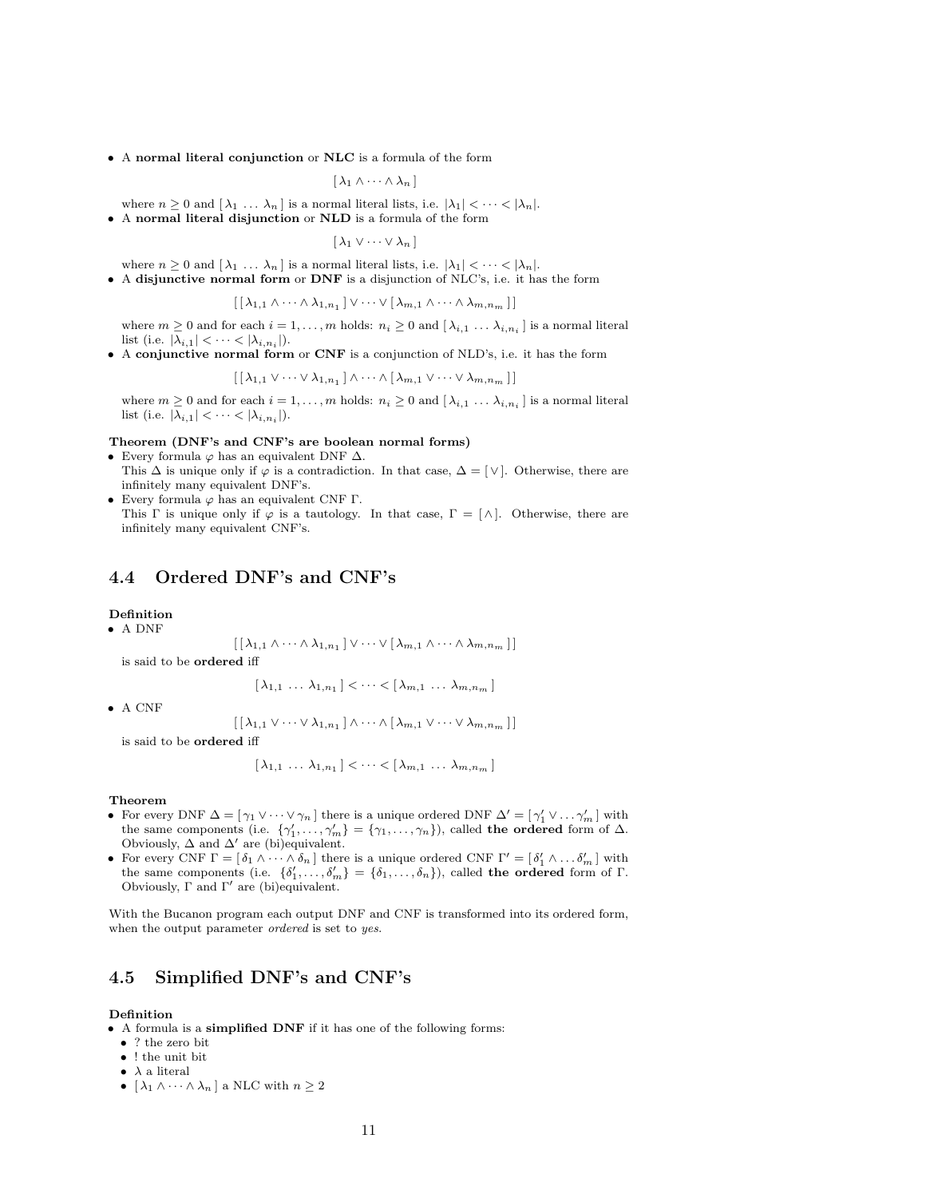- A **normal literal conjunction** or **NLC** is a formula of the form

$$[\, \lambda_1 \wedge \cdots \wedge \lambda_n \,]$$

where $n \geq 0$ and $[\, \lambda_1 \, \ldots \, \lambda_n \,]$ is a normal literal lists, i.e. $|\lambda_1| < \cdots < |\lambda_n|$.

- A **normal literal disjunction** or **NLD** is a formula of the form

$$[\, \lambda_1 \vee \cdots \vee \lambda_n \,]$$

where $n \geq 0$ and $[\, \lambda_1 \, \ldots \, \lambda_n \,]$ is a normal literal lists, i.e. $|\lambda_1| < \cdots < |\lambda_n|$.

- A **disjunctive normal form** or **DNF** is a disjunction of NLC's, i.e. it has the form

$$[\, [\, \lambda_{1,1} \wedge \cdots \wedge \lambda_{1,n_1} \,] \vee \cdots \vee [\, \lambda_{m,1} \wedge \cdots \wedge \lambda_{m,n_m} \,] \,]$$

where $m \geq 0$ and for each $i = 1, \ldots, m$ holds: $n_i \geq 0$ and $[\, \lambda_{i,1} \, \ldots \, \lambda_{i,n_i} \,]$ is a normal literal list (i.e. $|\lambda_{i,1}| < \cdots < |\lambda_{i,n_i}|$).

- A **conjunctive normal form** or **CNF** is a conjunction of NLD's, i.e. it has the form

$$[\, [\, \lambda_{1,1} \vee \cdots \vee \lambda_{1,n_1} \,] \wedge \cdots \wedge [\, \lambda_{m,1} \vee \cdots \vee \lambda_{m,n_m} \,] \,]$$

where $m \geq 0$ and for each $i = 1, \ldots, m$ holds: $n_i \geq 0$ and $[\, \lambda_{i,1} \, \ldots \, \lambda_{i,n_i} \,]$ is a normal literal list (i.e. $|\lambda_{i,1}| < \cdots < |\lambda_{i,n_i}|$).

**Theorem (DNF's and CNF's are boolean normal forms)**

- Every formula $\varphi$ has an equivalent DNF $\Delta$.
  This $\Delta$ is unique only if $\varphi$ is a contradiction. In that case, $\Delta = [\vee]$. Otherwise, there are infinitely many equivalent DNF's.
- Every formula $\varphi$ has an equivalent CNF $\Gamma$.
  This $\Gamma$ is unique only if $\varphi$ is a tautology. In that case, $\Gamma = [\wedge]$. Otherwise, there are infinitely many equivalent CNF's.

## 4.4 Ordered DNF's and CNF's

**Definition**

- A DNF

$$[\, [\, \lambda_{1,1} \wedge \cdots \wedge \lambda_{1,n_1} \,] \vee \cdots \vee [\, \lambda_{m,1} \wedge \cdots \wedge \lambda_{m,n_m} \,] \,]$$

is said to be **ordered** iff

$$[\, \lambda_{1,1} \, \ldots \, \lambda_{1,n_1} \,] < \cdots < [\, \lambda_{m,1} \, \ldots \, \lambda_{m,n_m} \,]$$

- A CNF

$$[\, [\, \lambda_{1,1} \vee \cdots \vee \lambda_{1,n_1} \,] \wedge \cdots \wedge [\, \lambda_{m,1} \vee \cdots \vee \lambda_{m,n_m} \,] \,]$$

is said to be **ordered** iff

$$[\, \lambda_{1,1} \, \ldots \, \lambda_{1,n_1} \,] < \cdots < [\, \lambda_{m,1} \, \ldots \, \lambda_{m,n_m} \,]$$

**Theorem**

- For every DNF $\Delta = [\, \gamma_1 \vee \cdots \vee \gamma_n \,]$ there is a unique ordered DNF $\Delta' = [\, \gamma'_1 \vee \ldots \gamma'_m \,]$ with the same components (i.e. $\{\gamma'_1, \ldots, \gamma'_m\} = \{\gamma_1, \ldots, \gamma_n\}$), called **the ordered** form of $\Delta$. Obviously, $\Delta$ and $\Delta'$ are (bi)equivalent.
- For every CNF $\Gamma = [\, \delta_1 \wedge \cdots \wedge \delta_n \,]$ there is a unique ordered CNF $\Gamma' = [\, \delta'_1 \wedge \ldots \delta'_m \,]$ with the same components (i.e. $\{\delta'_1, \ldots, \delta'_m\} = \{\delta_1, \ldots, \delta_n\}$), called **the ordered** form of $\Gamma$. Obviously, $\Gamma$ and $\Gamma'$ are (bi)equivalent.

With the Bucanon program each output DNF and CNF is transformed into its ordered form, when the output parameter *ordered* is set to *yes*.

## 4.5 Simplified DNF's and CNF's

**Definition**

- A formula is a **simplified DNF** if it has one of the following forms:
  - ? the zero bit
  - ! the unit bit
  - $\lambda$ a literal
  - $[\, \lambda_1 \wedge \cdots \wedge \lambda_n \,]$ a NLC with $n \geq 2$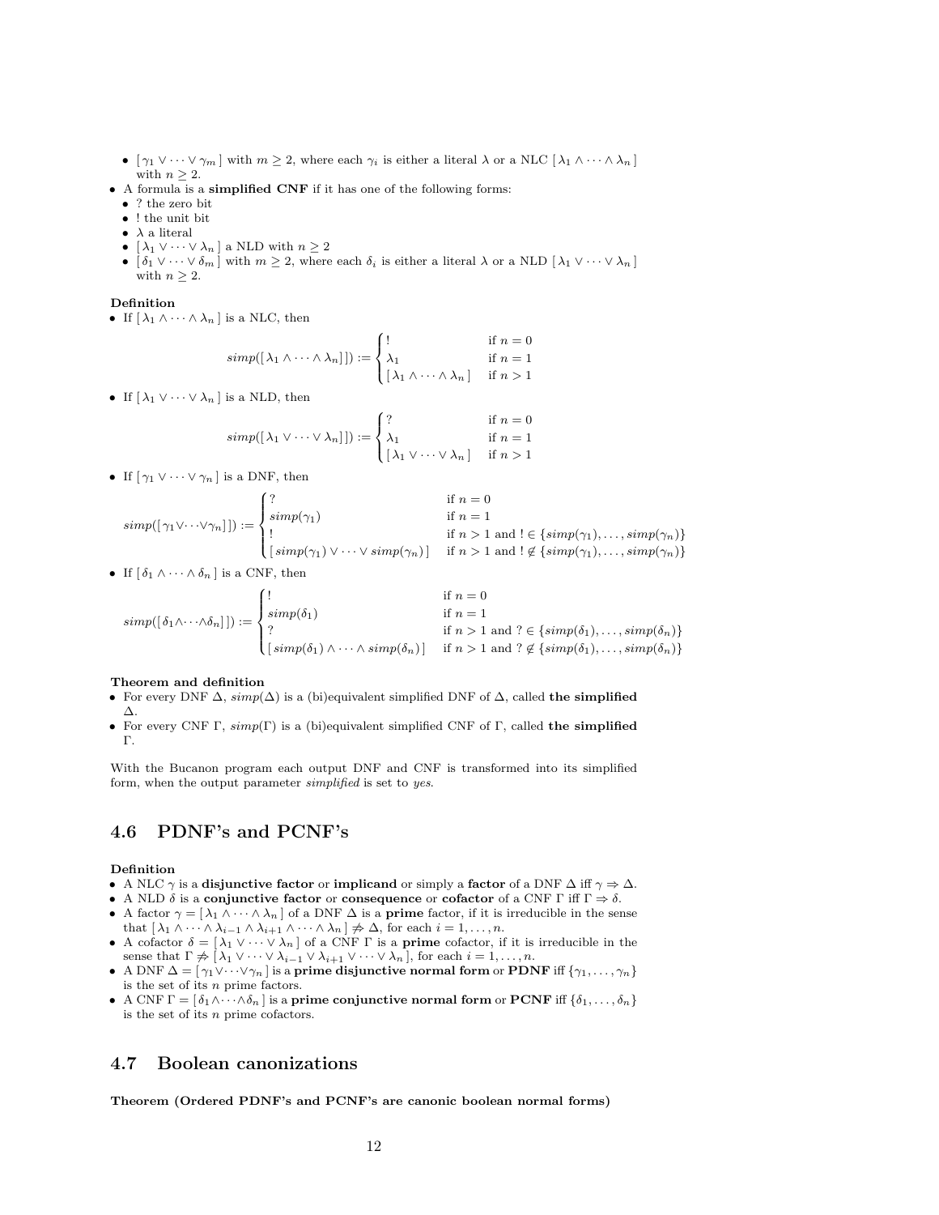- $[\,\gamma_1 \vee \cdots \vee \gamma_m\,]$ with $m \geq 2$, where each $\gamma_i$ is either a literal $\lambda$ or a NLC $[\,\lambda_1 \wedge \cdots \wedge \lambda_n\,]$ with $n \geq 2$.
- A formula is a **simplified CNF** if it has one of the following forms:
  - ? the zero bit
  - ! the unit bit
  - $\lambda$ a literal
  - $[\,\lambda_1 \vee \cdots \vee \lambda_n\,]$ a NLD with $n \geq 2$
  - $[\,\delta_1 \vee \cdots \vee \delta_m\,]$ with $m \geq 2$, where each $\delta_i$ is either a literal $\lambda$ or a NLD $[\,\lambda_1 \vee \cdots \vee \lambda_n\,]$ with $n \geq 2$.

**Definition**

- If $[\,\lambda_1 \wedge \cdots \wedge \lambda_n\,]$ is a NLC, then

$$simp([\,\lambda_1 \wedge \cdots \wedge \lambda_n\,]) := \begin{cases} ! & \text{if } n = 0 \\ \lambda_1 & \text{if } n = 1 \\ [\,\lambda_1 \wedge \cdots \wedge \lambda_n\,] & \text{if } n > 1 \end{cases}$$

- If $[\,\lambda_1 \vee \cdots \vee \lambda_n\,]$ is a NLD, then

$$simp([\,\lambda_1 \vee \cdots \vee \lambda_n\,]) := \begin{cases} ? & \text{if } n = 0 \\ \lambda_1 & \text{if } n = 1 \\ [\,\lambda_1 \vee \cdots \vee \lambda_n\,] & \text{if } n > 1 \end{cases}$$

- If $[\,\gamma_1 \vee \cdots \vee \gamma_n\,]$ is a DNF, then

$$simp([\,\gamma_1 \vee \cdots \vee \gamma_n\,]) := \begin{cases} ? & \text{if } n = 0 \\ simp(\gamma_1) & \text{if } n = 1 \\ ! & \text{if } n > 1 \text{ and } ! \in \{simp(\gamma_1), \ldots, simp(\gamma_n)\} \\ [\,simp(\gamma_1) \vee \cdots \vee simp(\gamma_n)\,] & \text{if } n > 1 \text{ and } ! \notin \{simp(\gamma_1), \ldots, simp(\gamma_n)\} \end{cases}$$

- If $[\,\delta_1 \wedge \cdots \wedge \delta_n\,]$ is a CNF, then

$$simp([\,\delta_1 \wedge \cdots \wedge \delta_n\,]) := \begin{cases} ! & \text{if } n = 0 \\ simp(\delta_1) & \text{if } n = 1 \\ ? & \text{if } n > 1 \text{ and } ? \in \{simp(\delta_1), \ldots, simp(\delta_n)\} \\ [\,simp(\delta_1) \wedge \cdots \wedge simp(\delta_n)\,] & \text{if } n > 1 \text{ and } ? \notin \{simp(\delta_1), \ldots, simp(\delta_n)\} \end{cases}$$

**Theorem and definition**

- For every DNF $\Delta$, $simp(\Delta)$ is a (bi)equivalent simplified DNF of $\Delta$, called **the simplified** $\Delta$.
- For every CNF $\Gamma$, $simp(\Gamma)$ is a (bi)equivalent simplified CNF of $\Gamma$, called **the simplified** $\Gamma$.

With the Bucanon program each output DNF and CNF is transformed into its simplified form, when the output parameter *simplified* is set to *yes*.

## 4.6 PDNF's and PCNF's

**Definition**

- A NLC $\gamma$ is a **disjunctive factor** or **implicand** or simply a **factor** of a DNF $\Delta$ iff $\gamma \Rightarrow \Delta$.
- A NLD $\delta$ is a **conjunctive factor** or **consequence** or **cofactor** of a CNF $\Gamma$ iff $\Gamma \Rightarrow \delta$.
- A factor $\gamma = [\,\lambda_1 \wedge \cdots \wedge \lambda_n\,]$ of a DNF $\Delta$ is a **prime** factor, if it is irreducible in the sense that $[\,\lambda_1 \wedge \cdots \wedge \lambda_{i-1} \wedge \lambda_{i+1} \wedge \cdots \wedge \lambda_n\,] \not\Rightarrow \Delta$, for each $i = 1, \ldots, n$.
- A cofactor $\delta = [\,\lambda_1 \vee \cdots \vee \lambda_n\,]$ of a CNF $\Gamma$ is a **prime** cofactor, if it is irreducible in the sense that $\Gamma \not\Rightarrow [\,\lambda_1 \vee \cdots \vee \lambda_{i-1} \vee \lambda_{i+1} \vee \cdots \vee \lambda_n\,]$, for each $i = 1, \ldots, n$.
- A DNF $\Delta = [\,\gamma_1 \vee \cdots \vee \gamma_n\,]$ is a **prime disjunctive normal form** or **PDNF** iff $\{\gamma_1, \ldots, \gamma_n\}$ is the set of its $n$ prime factors.
- A CNF $\Gamma = [\,\delta_1 \wedge \cdots \wedge \delta_n\,]$ is a **prime conjunctive normal form** or **PCNF** iff $\{\delta_1, \ldots, \delta_n\}$ is the set of its $n$ prime cofactors.

## 4.7 Boolean canonizations

**Theorem (Ordered PDNF's and PCNF's are canonic boolean normal forms)**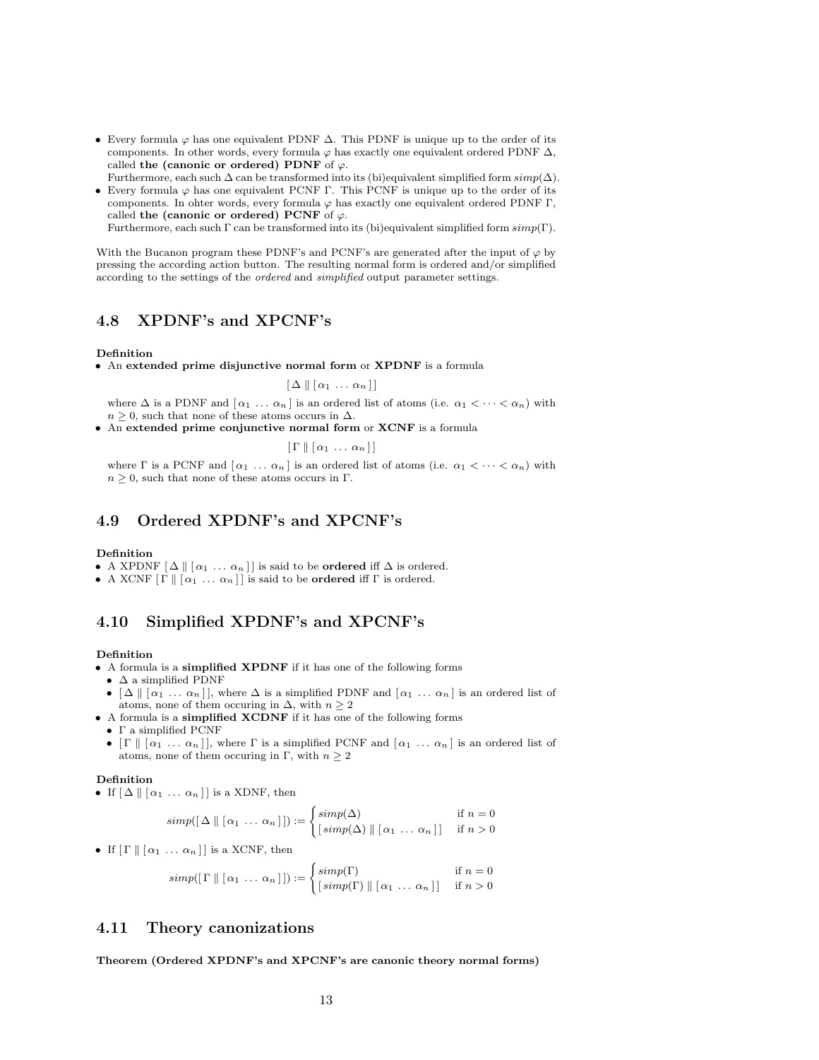- Every formula $\varphi$ has one equivalent PDNF $\Delta$. This PDNF is unique up to the order of its components. In other words, every formula $\varphi$ has exactly one equivalent ordered PDNF $\Delta$, called **the (canonic or ordered) PDNF** of $\varphi$.
  Furthermore, each such $\Delta$ can be transformed into its (bi)equivalent simplified form $simp(\Delta)$.
- Every formula $\varphi$ has one equivalent PCNF $\Gamma$. This PCNF is unique up to the order of its components. In ohter words, every formula $\varphi$ has exactly one equivalent ordered PDNF $\Gamma$, called **the (canonic or ordered) PCNF** of $\varphi$.
  Furthermore, each such $\Gamma$ can be transformed into its (bi)equivalent simplified form $simp(\Gamma)$.

With the Bucanon program these PDNF's and PCNF's are generated after the input of $\varphi$ by pressing the according action button. The resulting normal form is ordered and/or simplified according to the settings of the *ordered* and *simplified* output parameter settings.

## 4.8 XPDNF's and XPCNF's

**Definition**

- An **extended prime disjunctive normal form** or **XPDNF** is a formula

$$[\,\Delta \parallel [\,\alpha_1 \,\ldots\, \alpha_n\,]\,]$$

  where $\Delta$ is a PDNF and $[\,\alpha_1 \,\ldots\, \alpha_n\,]$ is an ordered list of atoms (i.e. $\alpha_1 < \cdots < \alpha_n$) with $n \geq 0$, such that none of these atoms occurs in $\Delta$.
- An **extended prime conjunctive normal form** or **XCNF** is a formula

$$[\,\Gamma \parallel [\,\alpha_1 \,\ldots\, \alpha_n\,]\,]$$

  where $\Gamma$ is a PCNF and $[\,\alpha_1 \,\ldots\, \alpha_n\,]$ is an ordered list of atoms (i.e. $\alpha_1 < \cdots < \alpha_n$) with $n \geq 0$, such that none of these atoms occurs in $\Gamma$.

## 4.9 Ordered XPDNF's and XPCNF's

**Definition**

- A XPDNF $[\,\Delta \parallel [\,\alpha_1 \,\ldots\, \alpha_n\,]\,]$ is said to be **ordered** iff $\Delta$ is ordered.
- A XCNF $[\,\Gamma \parallel [\,\alpha_1 \,\ldots\, \alpha_n\,]\,]$ is said to be **ordered** iff $\Gamma$ is ordered.

## 4.10 Simplified XPDNF's and XPCNF's

**Definition**

- A formula is a **simplified XPDNF** if it has one of the following forms
  - $\Delta$ a simplified PDNF
  - $[\,\Delta \parallel [\,\alpha_1 \,\ldots\, \alpha_n\,]\,]$, where $\Delta$ is a simplified PDNF and $[\,\alpha_1 \,\ldots\, \alpha_n\,]$ is an ordered list of atoms, none of them occuring in $\Delta$, with $n \geq 2$
- A formula is a **simplified XCDNF** if it has one of the following forms
  - $\Gamma$ a simplified PCNF
  - $[\,\Gamma \parallel [\,\alpha_1 \,\ldots\, \alpha_n\,]\,]$, where $\Gamma$ is a simplified PCNF and $[\,\alpha_1 \,\ldots\, \alpha_n\,]$ is an ordered list of atoms, none of them occuring in $\Gamma$, with $n \geq 2$

**Definition**

- If $[\,\Delta \parallel [\,\alpha_1 \,\ldots\, \alpha_n\,]\,]$ is a XDNF, then

$$simp([\,\Delta \parallel [\,\alpha_1 \,\ldots\, \alpha_n\,]\,]) := \begin{cases} simp(\Delta) & \text{if } n = 0 \\ [\,simp(\Delta) \parallel [\,\alpha_1 \,\ldots\, \alpha_n\,]\,] & \text{if } n > 0 \end{cases}$$

- If $[\,\Gamma \parallel [\,\alpha_1 \,\ldots\, \alpha_n\,]\,]$ is a XCNF, then

$$simp([\,\Gamma \parallel [\,\alpha_1 \,\ldots\, \alpha_n\,]\,]) := \begin{cases} simp(\Gamma) & \text{if } n = 0 \\ [\,simp(\Gamma) \parallel [\,\alpha_1 \,\ldots\, \alpha_n\,]\,] & \text{if } n > 0 \end{cases}$$

## 4.11 Theory canonizations

**Theorem (Ordered XPDNF's and XPCNF's are canonic theory normal forms)**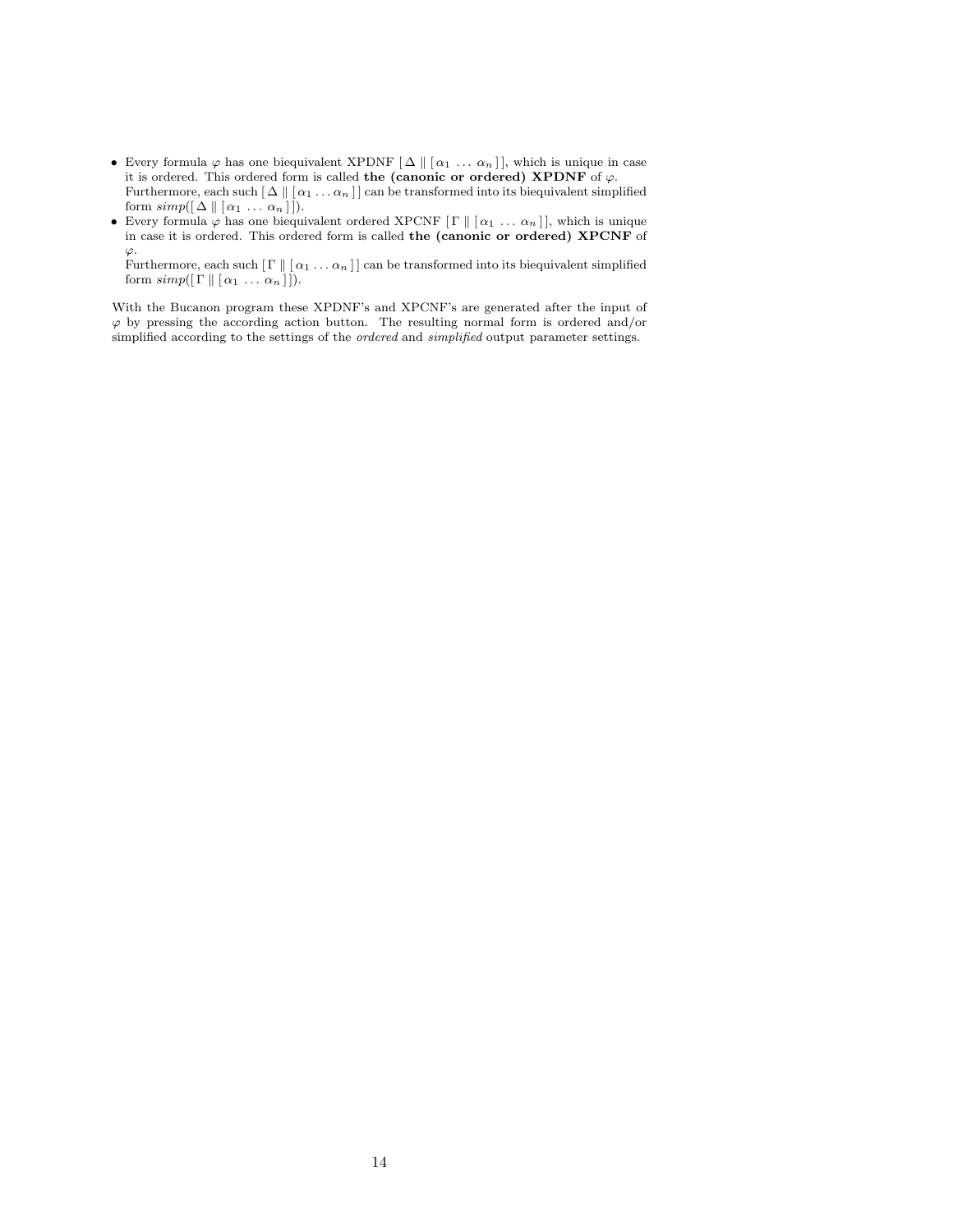- Every formula $\varphi$ has one biequivalent XPDNF $[\,\Delta \parallel [\,\alpha_1 \,\ldots\, \alpha_n\,]\,]$, which is unique in case it is ordered. This ordered form is called **the (canonic or ordered) XPDNF** of $\varphi$.
  Furthermore, each such $[\,\Delta \parallel [\,\alpha_1 \ldots \alpha_n\,]\,]$ can be transformed into its biequivalent simplified form $simp([\,\Delta \parallel [\,\alpha_1 \,\ldots\, \alpha_n\,]\,])$.
- Every formula $\varphi$ has one biequivalent ordered XPCNF $[\,\Gamma \parallel [\,\alpha_1 \,\ldots\, \alpha_n\,]\,]$, which is unique in case it is ordered. This ordered form is called **the (canonic or ordered) XPCNF** of $\varphi$.
  Furthermore, each such $[\,\Gamma \parallel [\,\alpha_1 \ldots \alpha_n\,]\,]$ can be transformed into its biequivalent simplified form $simp([\,\Gamma \parallel [\,\alpha_1 \,\ldots\, \alpha_n\,]\,])$.

With the Bucanon program these XPDNF's and XPCNF's are generated after the input of $\varphi$ by pressing the according action button. The resulting normal form is ordered and/or simplified according to the settings of the *ordered* and *simplified* output parameter settings.